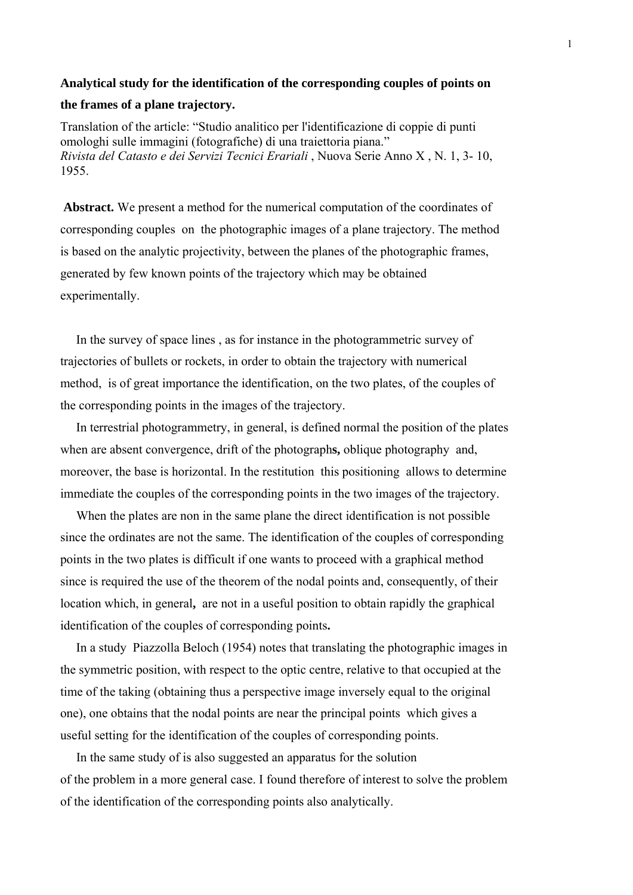**Analytical study for the identification of the corresponding couples of points on the frames of a plane trajectory.**

Translation of the article: "Studio analitico per l'identificazione di coppie di punti omologhi sulle immagini (fotografiche) di una traiettoria piana."
*Rivista del Catasto e dei Servizi Tecnici Erariali* , Nuova Serie Anno X , N. 1, 3- 10, 1955.

**Abstract.** We present a method for the numerical computation of the coordinates of corresponding couples on the photographic images of a plane trajectory. The method is based on the analytic projectivity, between the planes of the photographic frames, generated by few known points of the trajectory which may be obtained experimentally.

In the survey of space lines , as for instance in the photogrammetric survey of trajectories of bullets or rockets, in order to obtain the trajectory with numerical method, is of great importance the identification, on the two plates, of the couples of the corresponding points in the images of the trajectory.

In terrestrial photogrammetry, in general, is defined normal the position of the plates when are absent convergence, drift of the photograph**s,** oblique photography and, moreover, the base is horizontal. In the restitution this positioning allows to determine immediate the couples of the corresponding points in the two images of the trajectory.

When the plates are non in the same plane the direct identification is not possible since the ordinates are not the same. The identification of the couples of corresponding points in the two plates is difficult if one wants to proceed with a graphical method since is required the use of the theorem of the nodal points and, consequently, of their location which, in general**,** are not in a useful position to obtain rapidly the graphical identification of the couples of corresponding points**.**

In a study Piazzolla Beloch (1954) notes that translating the photographic images in the symmetric position, with respect to the optic centre, relative to that occupied at the time of the taking (obtaining thus a perspective image inversely equal to the original one), one obtains that the nodal points are near the principal points which gives a useful setting for the identification of the couples of corresponding points.

In the same study of is also suggested an apparatus for the solution of the problem in a more general case. I found therefore of interest to solve the problem of the identification of the corresponding points also analytically.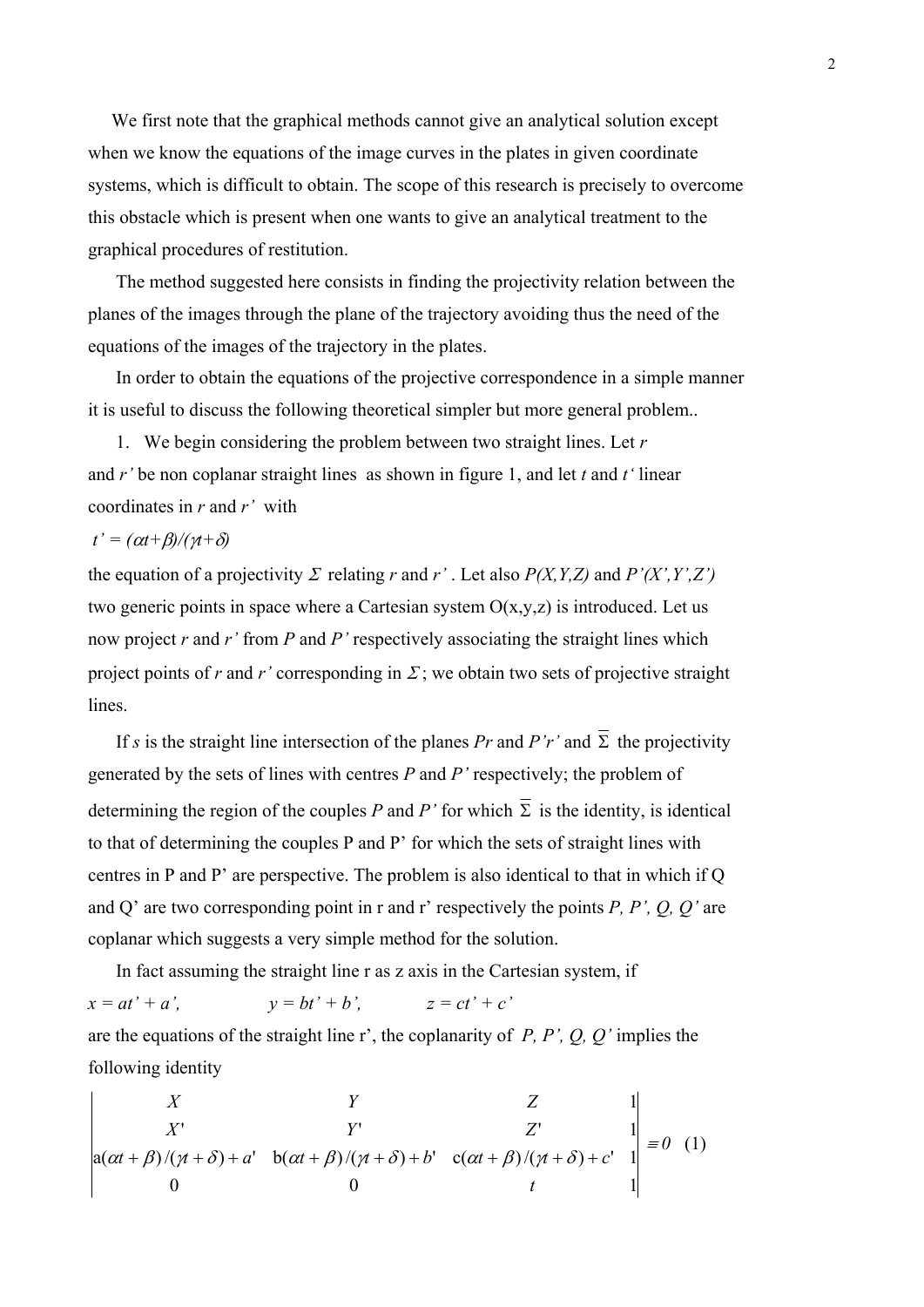We first note that the graphical methods cannot give an analytical solution except when we know the equations of the image curves in the plates in given coordinate systems, which is difficult to obtain. The scope of this research is precisely to overcome this obstacle which is present when one wants to give an analytical treatment to the graphical procedures of restitution.

The method suggested here consists in finding the projectivity relation between the planes of the images through the plane of the trajectory avoiding thus the need of the equations of the images of the trajectory in the plates.

In order to obtain the equations of the projective correspondence in a simple manner it is useful to discuss the following theoretical simpler but more general problem..

1. We begin considering the problem between two straight lines. Let *r* and *r'* be non coplanar straight lines as shown in figure 1, and let *t* and *t'* linear coordinates in *r* and *r'* with

$t' = (\alpha t+\beta)/(\gamma t+\delta)$

the equation of a projectivity $\Sigma$ relating *r* and *r'* . Let also $P(X,Y,Z)$ and $P'(X',Y',Z')$ two generic points in space where a Cartesian system O(x,y,z) is introduced. Let us now project *r* and *r'* from *P* and *P'* respectively associating the straight lines which project points of *r* and *r'* corresponding in $\Sigma$; we obtain two sets of projective straight lines.

If *s* is the straight line intersection of the planes *Pr* and *P'r'* and $\overline{\Sigma}$ the projectivity generated by the sets of lines with centres *P* and *P'* respectively; the problem of determining the region of the couples *P* and *P'* for which $\overline{\Sigma}$ is the identity, is identical to that of determining the couples P and P' for which the sets of straight lines with centres in P and P' are perspective. The problem is also identical to that in which if Q and Q' are two corresponding point in r and r' respectively the points *P, P', Q, Q'* are coplanar which suggests a very simple method for the solution.

In fact assuming the straight line r as z axis in the Cartesian system, if

$x = at' + a', \qquad y = bt' + b', \qquad z = ct' + c'$

are the equations of the straight line r', the coplanarity of *P, P', Q, Q'* implies the following identity

$$\begin{vmatrix} X & Y & Z & 1 \\ X' & Y' & Z' & 1 \\ a(\alpha t+\beta)/(\gamma t+\delta)+a' & b(\alpha t+\beta)/(\gamma t+\delta)+b' & c(\alpha t+\beta)/(\gamma t+\delta)+c' & 1 \\ 0 & 0 & t & 1 \end{vmatrix} \equiv 0 \quad (1)$$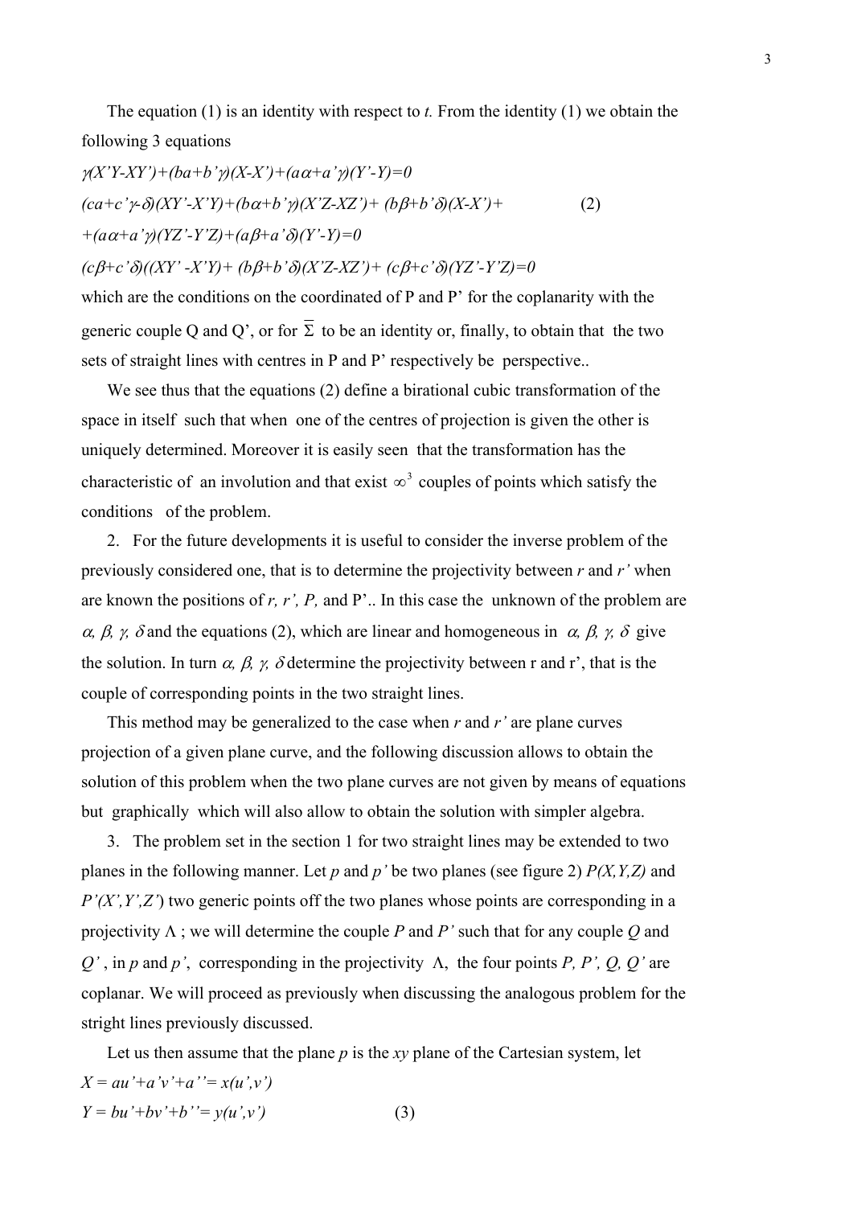The equation (1) is an identity with respect to *t.* From the identity (1) we obtain the following 3 equations

$$\gamma(X'Y-XY')+(ba+b'\gamma)(X-X')+(a\alpha+a'\gamma)(Y'-Y)=0$$

$$(ca+c'\gamma-\delta)(XY'-X'Y)+(b\alpha+b'\gamma)(X'Z-XZ')+(b\beta+b'\delta)(X-X')+ \qquad (2)$$

$$+(a\alpha+a'\gamma)(YZ'-Y'Z)+(a\beta+a'\delta)(Y'-Y)=0$$

$$(c\beta+c'\delta)((XY'-X'Y)+(b\beta+b'\delta)(X'Z-XZ')+(c\beta+c'\delta)(YZ'-Y'Z)=0$$

which are the conditions on the coordinated of P and P' for the coplanarity with the generic couple Q and Q', or for $\overline{\Sigma}$ to be an identity or, finally, to obtain that the two sets of straight lines with centres in P and P' respectively be perspective..

We see thus that the equations (2) define a birational cubic transformation of the space in itself such that when one of the centres of projection is given the other is uniquely determined. Moreover it is easily seen that the transformation has the characteristic of an involution and that exist $\infty^3$ couples of points which satisfy the conditions of the problem.

2. For the future developments it is useful to consider the inverse problem of the previously considered one, that is to determine the projectivity between *r* and *r'* when are known the positions of *r, r', P,* and P'.. In this case the unknown of the problem are $\alpha, \beta, \gamma, \delta$ and the equations (2), which are linear and homogeneous in $\alpha, \beta, \gamma, \delta$ give the solution. In turn $\alpha, \beta, \gamma, \delta$ determine the projectivity between r and r', that is the couple of corresponding points in the two straight lines.

This method may be generalized to the case when *r* and *r'* are plane curves projection of a given plane curve, and the following discussion allows to obtain the solution of this problem when the two plane curves are not given by means of equations but graphically which will also allow to obtain the solution with simpler algebra.

3. The problem set in the section 1 for two straight lines may be extended to two planes in the following manner. Let *p* and *p'* be two planes (see figure 2) *P(X,Y,Z)* and *P'(X',Y',Z')* two generic points off the two planes whose points are corresponding in a projectivity $\Lambda$ ; we will determine the couple *P* and *P'* such that for any couple *Q* and *Q'* , in *p* and *p'*, corresponding in the projectivity $\Lambda$, the four points *P, P', Q, Q'* are coplanar. We will proceed as previously when discussing the analogous problem for the stright lines previously discussed.

Let us then assume that the plane *p* is the *xy* plane of the Cartesian system, let

$$X = au'+a'v'+a''= x(u',v')$$

$$Y = bu'+bv'+b''= y(u',v') \qquad (3)$$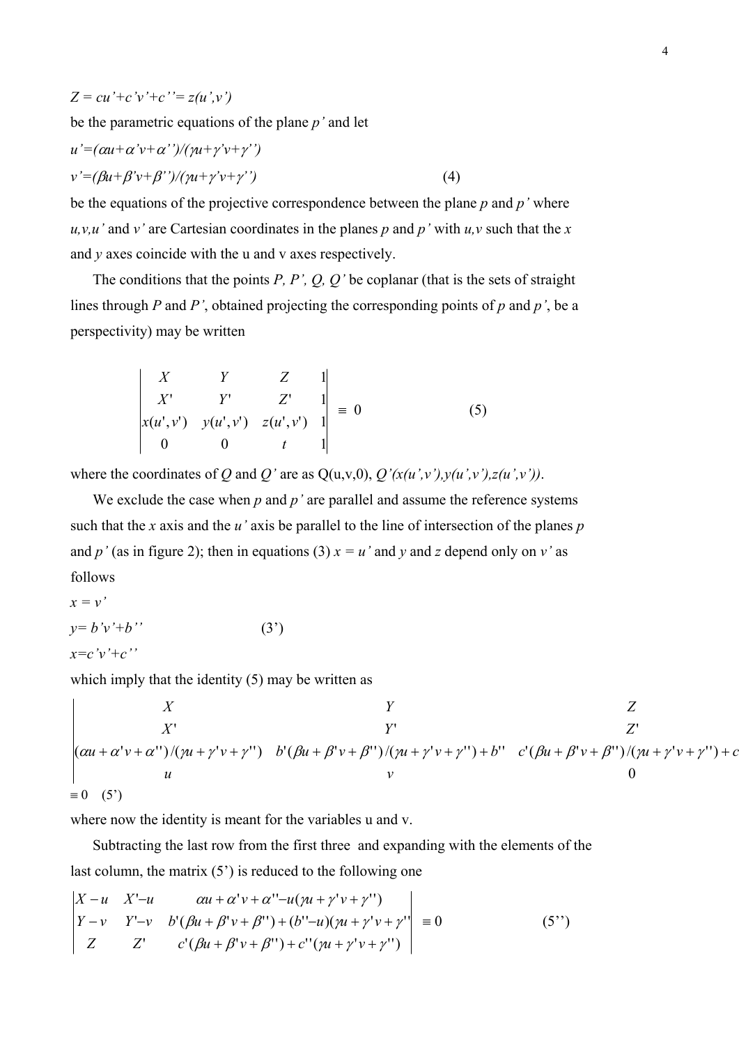$Z = cu'+c'v'+c'' = z(u',v')$

be the parametric equations of the plane $p'$ and let

$$u'=(\alpha u+\alpha' v+\alpha'')/(\gamma u+\gamma' v+\gamma'')$$

$$v'=(\beta u+\beta' v+\beta'')/(\gamma u+\gamma' v+\gamma'') \qquad (4)$$

be the equations of the projective correspondence between the plane $p$ and $p'$ where $u,v,u'$ and $v'$ are Cartesian coordinates in the planes $p$ and $p'$ with $u,v$ such that the $x$ and $y$ axes coincide with the u and v axes respectively.

The conditions that the points $P, P', Q, Q'$ be coplanar (that is the sets of straight lines through $P$ and $P'$, obtained projecting the corresponding points of $p$ and $p'$, be a perspectivity) may be written

$$\begin{vmatrix} X & Y & Z & 1 \\ X' & Y' & Z' & 1 \\ x(u',v') & y(u',v') & z(u',v') & 1 \\ 0 & 0 & t & 1 \end{vmatrix} \equiv 0 \qquad (5)$$

where the coordinates of $Q$ and $Q'$ are as $Q(u,v,0)$, $Q'(x(u',v'),y(u',v'),z(u',v'))$.

We exclude the case when $p$ and $p'$ are parallel and assume the reference systems such that the $x$ axis and the $u'$ axis be parallel to the line of intersection of the planes $p$ and $p'$ (as in figure 2); then in equations (3) $x = u'$ and $y$ and $z$ depend only on $v'$ as follows

$$x = v'$$

$$y = b'v'+b'' \qquad (3')$$

$$x = c'v'+c''$$

which imply that the identity (5) may be written as

$$\begin{vmatrix} X & Y & Z \\ X' & Y' & Z' \\ (\alpha u+\alpha' v+\alpha'')/(\gamma u+\gamma' v+\gamma'') & b'(\beta u+\beta' v+\beta'')/(\gamma u+\gamma' v+\gamma'')+b'' & c'(\beta u+\beta' v+\beta'')/(\gamma u+\gamma' v+\gamma'')+c \\ u & v & 0 \end{vmatrix}$$

$$\equiv 0 \quad (5')$$

where now the identity is meant for the variables u and v.

Subtracting the last row from the first three and expanding with the elements of the last column, the matrix (5') is reduced to the following one

$$\begin{vmatrix} X-u & X'-u & \alpha u+\alpha' v+\alpha''-u(\gamma u+\gamma' v+\gamma'') \\ Y-v & Y'-v & b'(\beta u+\beta' v+\beta'')+(b''-u)(\gamma u+\gamma' v+\gamma'' \\ Z & Z' & c'(\beta u+\beta' v+\beta'')+c''(\gamma u+\gamma' v+\gamma'') \end{vmatrix} \equiv 0 \qquad (5'')$$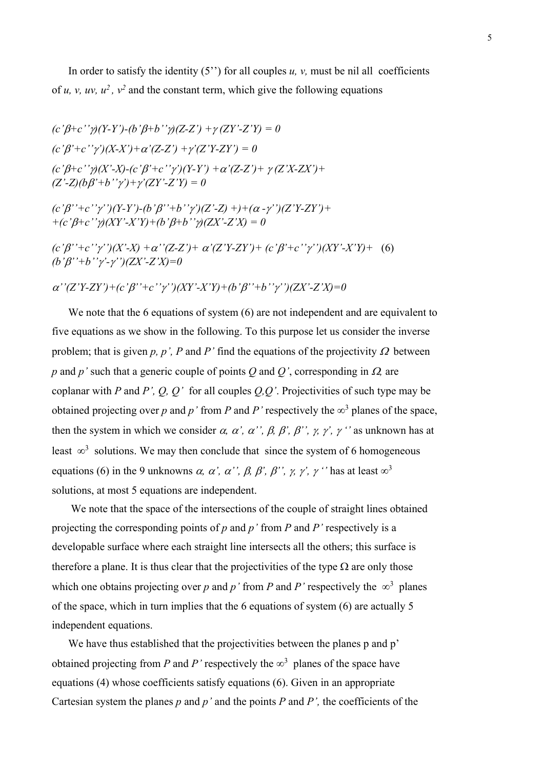In order to satisfy the identity (5'') for all couples $u, v$, must be nil all coefficients of $u, v, uv, u^2, v^2$ and the constant term, which give the following equations

$$(c'\beta+c''\gamma)(Y-Y')-(b'\beta+b''\gamma)(Z-Z')+\gamma(ZY'-Z'Y)=0$$

$$(c'\beta'+c''\gamma')(X-X')+\alpha'(Z-Z')+\gamma'(Z'Y-ZY')=0$$

$$(c'\beta+c''\gamma)(X'-X)-(c'\beta'+c''\gamma')(Y-Y')+\alpha'(Z-Z')+\gamma(Z'X-ZX')+(Z'-Z)(b\beta'+b''\gamma')+\gamma'(ZY'-Z'Y)=0$$

$$(c'\beta''+c''\gamma'')(Y-Y')-(b'\beta''+b''\gamma')(Z'-Z)+)+(\alpha-\gamma'')(Z'Y-ZY')++(c'\beta+c''\gamma)(XY'-X'Y)+(b'\beta+b''\gamma)(ZX'-Z'X)=0$$

$$(c'\beta''+c''\gamma'')(X'-X)+\alpha''(Z-Z')+\alpha'(Z'Y-ZY')+(c'\beta'+c''\gamma'')(XY'-X'Y)+(b'\beta''+b''\gamma'-\gamma'')(ZX'-Z'X)=0 \quad (6)$$

$$\alpha''(Z'Y-ZY')+(c'\beta''+c''\gamma'')(XY'-X'Y)+(b'\beta''+b''\gamma'')(ZX'-Z'X)=0$$

We note that the 6 equations of system (6) are not independent and are equivalent to five equations as we show in the following. To this purpose let us consider the inverse problem; that is given $p$, $p'$, $P$ and $P'$ find the equations of the projectivity $\Omega$ between $p$ and $p'$ such that a generic couple of points $Q$ and $Q'$, corresponding in $\Omega$, are coplanar with $P$ and $P'$, $Q$, $Q'$ for all couples $Q,Q'$. Projectivities of such type may be obtained projecting over $p$ and $p'$ from $P$ and $P'$ respectively the $\infty^3$ planes of the space, then the system in which we consider $\alpha, \alpha', \alpha'', \beta, \beta', \beta'', \gamma, \gamma', \gamma''$ as unknown has at least $\infty^3$ solutions. We may then conclude that since the system of 6 homogeneous equations (6) in the 9 unknowns $\alpha, \alpha', \alpha'', \beta, \beta', \beta'', \gamma, \gamma', \gamma''$ has at least $\infty^3$ solutions, at most 5 equations are independent.

We note that the space of the intersections of the couple of straight lines obtained projecting the corresponding points of $p$ and $p'$ from $P$ and $P'$ respectively is a developable surface where each straight line intersects all the others; this surface is therefore a plane. It is thus clear that the projectivities of the type $\Omega$ are only those which one obtains projecting over $p$ and $p'$ from $P$ and $P'$ respectively the $\infty^3$ planes of the space, which in turn implies that the 6 equations of system (6) are actually 5 independent equations.

We have thus established that the projectivities between the planes p and p' obtained projecting from $P$ and $P'$ respectively the $\infty^3$ planes of the space have equations (4) whose coefficients satisfy equations (6). Given in an appropriate Cartesian system the planes $p$ and $p'$ and the points $P$ and $P'$, the coefficients of the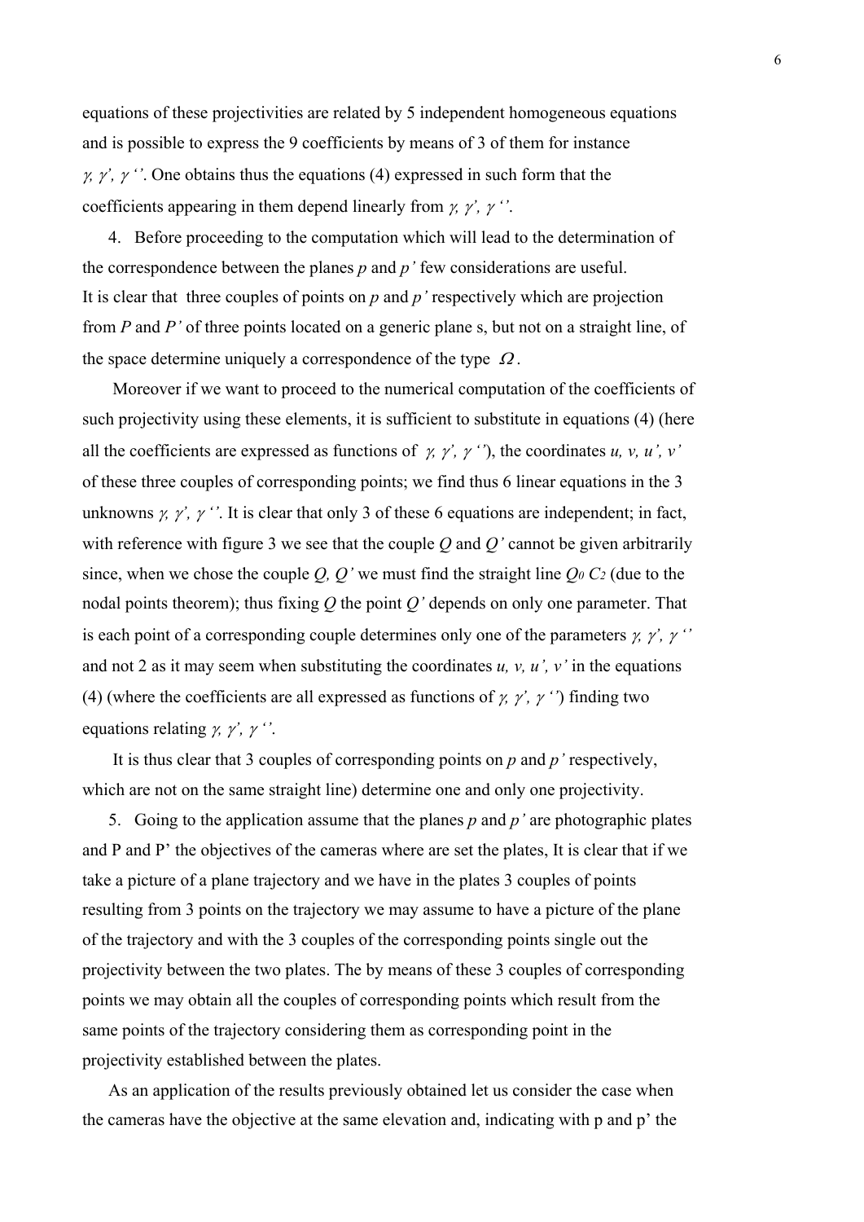equations of these projectivities are related by 5 independent homogeneous equations and is possible to express the 9 coefficients by means of 3 of them for instance $\gamma, \gamma', \gamma''$. One obtains thus the equations (4) expressed in such form that the coefficients appearing in them depend linearly from $\gamma, \gamma', \gamma''$.

4. Before proceeding to the computation which will lead to the determination of the correspondence between the planes *p* and *p'* few considerations are useful. It is clear that three couples of points on *p* and *p'* respectively which are projection from *P* and *P'* of three points located on a generic plane s, but not on a straight line, of the space determine uniquely a correspondence of the type $\Omega$.

Moreover if we want to proceed to the numerical computation of the coefficients of such projectivity using these elements, it is sufficient to substitute in equations (4) (here all the coefficients are expressed as functions of $\gamma, \gamma', \gamma''$), the coordinates *u, v, u', v'* of these three couples of corresponding points; we find thus 6 linear equations in the 3 unknowns $\gamma, \gamma', \gamma''$. It is clear that only 3 of these 6 equations are independent; in fact, with reference with figure 3 we see that the couple *Q* and *Q'* cannot be given arbitrarily since, when we chose the couple *Q, Q'* we must find the straight line $Q_0 C_2$ (due to the nodal points theorem); thus fixing *Q* the point *Q'* depends on only one parameter. That is each point of a corresponding couple determines only one of the parameters $\gamma, \gamma', \gamma''$ and not 2 as it may seem when substituting the coordinates *u, v, u', v'* in the equations (4) (where the coefficients are all expressed as functions of $\gamma, \gamma', \gamma''$) finding two equations relating $\gamma, \gamma', \gamma''$.

It is thus clear that 3 couples of corresponding points on *p* and *p'* respectively, which are not on the same straight line) determine one and only one projectivity.

5. Going to the application assume that the planes *p* and *p'* are photographic plates and P and P' the objectives of the cameras where are set the plates, It is clear that if we take a picture of a plane trajectory and we have in the plates 3 couples of points resulting from 3 points on the trajectory we may assume to have a picture of the plane of the trajectory and with the 3 couples of the corresponding points single out the projectivity between the two plates. The by means of these 3 couples of corresponding points we may obtain all the couples of corresponding points which result from the same points of the trajectory considering them as corresponding point in the projectivity established between the plates.

As an application of the results previously obtained let us consider the case when the cameras have the objective at the same elevation and, indicating with p and p' the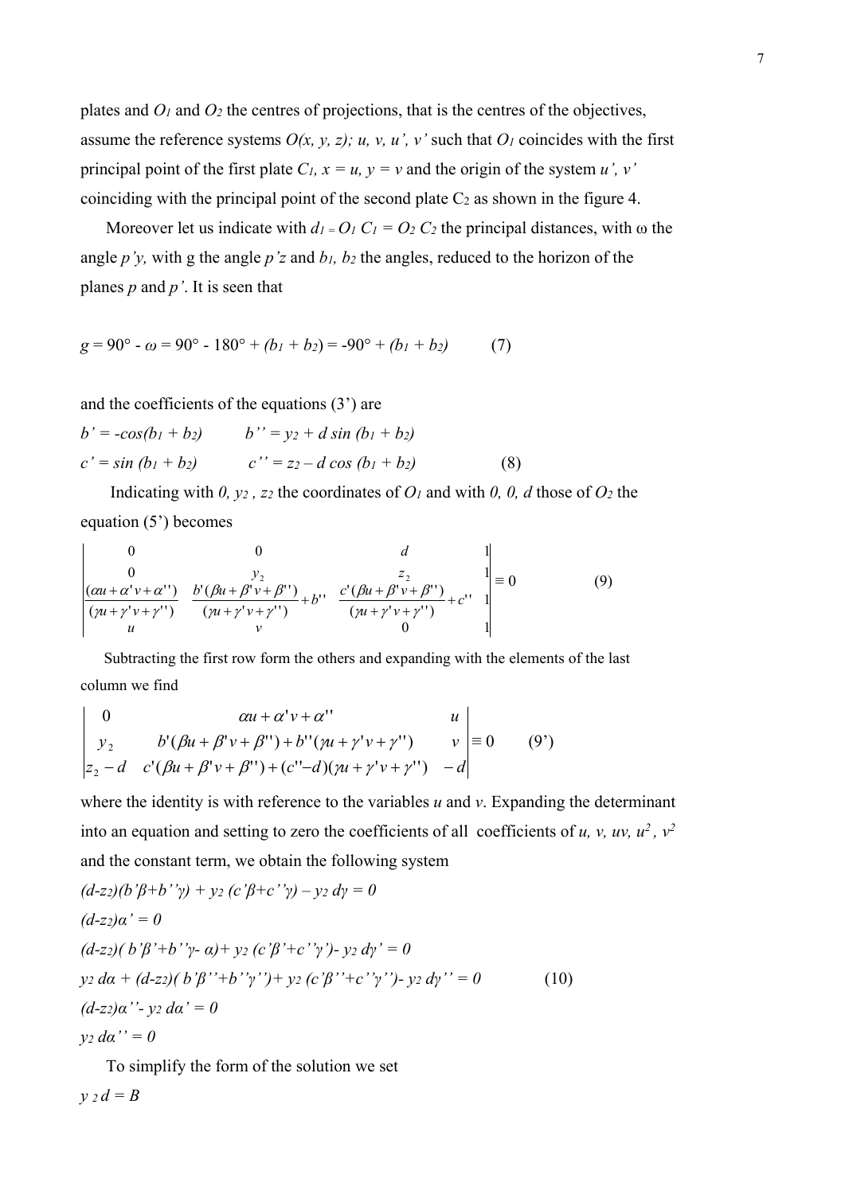plates and $O_1$ and $O_2$ the centres of projections, that is the centres of the objectives, assume the reference systems $O(x, y, z); u, v, u', v'$ such that $O_1$ coincides with the first principal point of the first plate $C_1$, $x = u$, $y = v$ and the origin of the system $u', v'$ coinciding with the principal point of the second plate $C_2$ as shown in the figure 4.

Moreover let us indicate with $d_1 = O_1 C_1 = O_2 C_2$ the principal distances, with ω the angle $p'y$, with g the angle $p'z$ and $b_1$, $b_2$ the angles, reduced to the horizon of the planes $p$ and $p'$. It is seen that

$$g = 90° - \omega = 90° - 180° + (b_1 + b_2) = -90° + (b_1 + b_2) \qquad (7)$$

and the coefficients of the equations (3') are

$$b' = -\cos(b_1 + b_2) \qquad b'' = y_2 + d \sin (b_1 + b_2)$$
$$c' = \sin (b_1 + b_2) \qquad c'' = z_2 - d \cos (b_1 + b_2) \qquad (8)$$

Indicating with $0, y_2, z_2$ the coordinates of $O_1$ and with $0, 0, d$ those of $O_2$ the equation (5') becomes

$$\begin{vmatrix} 0 & 0 & d & 1 \\ 0 & y_2 & z_2 & 1 \\ \dfrac{(\alpha u + \alpha' v + \alpha'')}{(\gamma u + \gamma' v + \gamma'')} & \dfrac{b'(\beta u + \beta' v + \beta'')}{(\gamma u + \gamma' v + \gamma'')} + b'' & \dfrac{c'(\beta u + \beta' v + \beta'')}{(\gamma u + \gamma' v + \gamma'')} + c'' & 1 \\ u & v & 0 & 1 \end{vmatrix} \equiv 0 \qquad (9)$$

Subtracting the first row form the others and expanding with the elements of the last column we find

$$\begin{vmatrix} 0 & \alpha u + \alpha' v + \alpha'' & u \\ y_2 & b'(\beta u + \beta' v + \beta'') + b''(\gamma u + \gamma' v + \gamma'') & v \\ z_2 - d & c'(\beta u + \beta' v + \beta'') + (c'' - d)(\gamma u + \gamma' v + \gamma'') & -d \end{vmatrix} \equiv 0 \qquad (9')$$

where the identity is with reference to the variables $u$ and $v$. Expanding the determinant into an equation and setting to zero the coefficients of all coefficients of $u, v, uv, u^2, v^2$ and the constant term, we obtain the following system

$$(d-z_2)(b'\beta+b''\gamma) + y_2 (c'\beta+c''\gamma) - y_2 d\gamma = 0$$
$$(d-z_2)\alpha' = 0$$
$$(d-z_2)( b'\beta'+b''\gamma- \alpha)+ y_2 (c'\beta'+c''\gamma')- y_2 d\gamma' = 0$$
$$y_2 d\alpha + (d-z_2)( b'\beta''+b''\gamma'')+ y_2 (c'\beta''+c''\gamma'')- y_2 d\gamma'' = 0 \qquad (10)$$
$$(d-z_2)\alpha''- y_2 d\alpha' = 0$$
$$y_2 d\alpha'' = 0$$

To simplify the form of the solution we set

$$y_2 d = B$$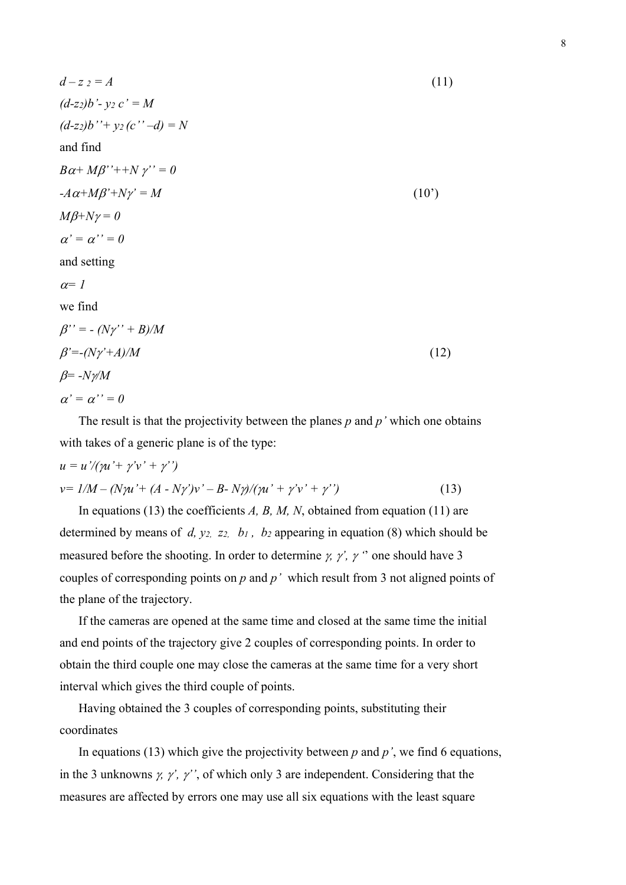$$d - z_2 = A \tag{11}$$

$$(d-z_2)b' - y_2\, c' = M$$

$$(d-z_2)b'' + y_2\,(c'' - d) = N$$

and find

$$B\alpha + M\beta'' + +N\,\gamma'' = 0$$

$$-A\alpha + M\beta' + N\gamma' = M \tag{10'}$$

$$M\beta + N\gamma = 0$$

$$\alpha' = \alpha'' = 0$$

and setting

$$\alpha = 1$$

we find

$$\beta'' = -\,(N\gamma'' + B)/M$$

$$\beta' = -(N\gamma' + A)/M \tag{12}$$

$$\beta = -N\gamma/M$$

$$\alpha' = \alpha'' = 0$$

The result is that the projectivity between the planes *p* and *p'* which one obtains with takes of a generic plane is of the type:

$$u = u'/(\gamma u' + \gamma' v' + \gamma'')$$

$$v = 1/M - (N\gamma u' + (A - N\gamma')v' - B - N\gamma)/(\gamma u' + \gamma' v' + \gamma'') \tag{13}$$

In equations (13) the coefficients *A, B, M, N*, obtained from equation (11) are determined by means of $d, y_2, z_2, b_1, b_2$ appearing in equation (8) which should be measured before the shooting. In order to determine $\gamma, \gamma', \gamma''$ one should have 3 couples of corresponding points on *p* and *p'* which result from 3 not aligned points of the plane of the trajectory.

If the cameras are opened at the same time and closed at the same time the initial and end points of the trajectory give 2 couples of corresponding points. In order to obtain the third couple one may close the cameras at the same time for a very short interval which gives the third couple of points.

Having obtained the 3 couples of corresponding points, substituting their coordinates

In equations (13) which give the projectivity between *p* and *p'*, we find 6 equations, in the 3 unknowns $\gamma, \gamma', \gamma''$, of which only 3 are independent. Considering that the measures are affected by errors one may use all six equations with the least square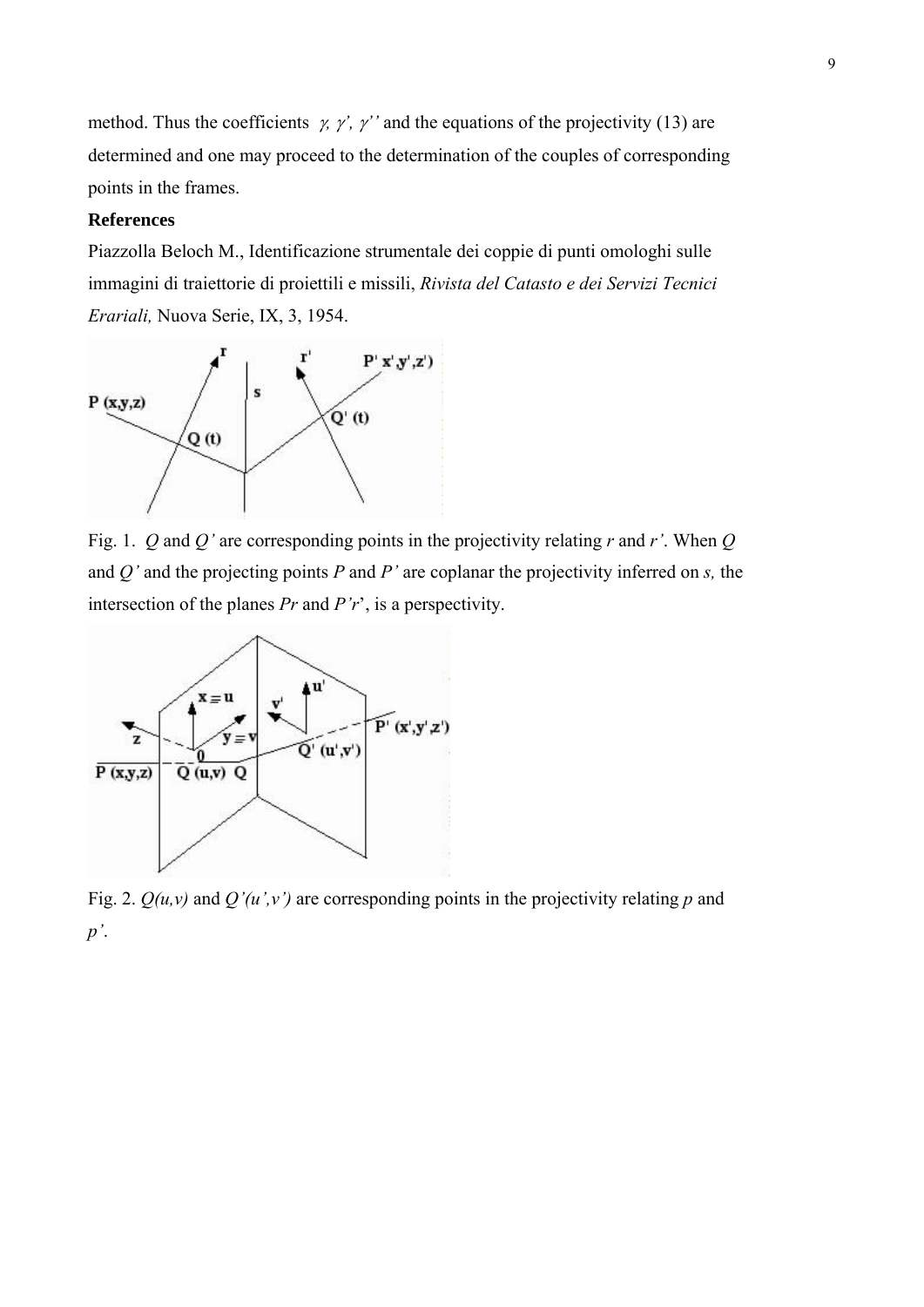method. Thus the coefficients $\gamma$, $\gamma'$, $\gamma''$ and the equations of the projectivity (13) are determined and one may proceed to the determination of the couples of corresponding points in the frames.

**References**

Piazzolla Beloch M., Identificazione strumentale dei coppie di punti omologhi sulle immagini di traiettorie di proiettili e missili, *Rivista del Catasto e dei Servizi Tecnici Erariali,* Nuova Serie, IX, 3, 1954.

Fig. 1. *Q* and *Q'* are corresponding points in the projectivity relating *r* and *r'*. When *Q* and *Q'* and the projecting points *P* and *P'* are coplanar the projectivity inferred on *s,* the intersection of the planes *Pr* and *P'r*', is a perspectivity.

Fig. 2. *Q(u,v)* and *Q'(u',v')* are corresponding points in the projectivity relating *p* and *p'*.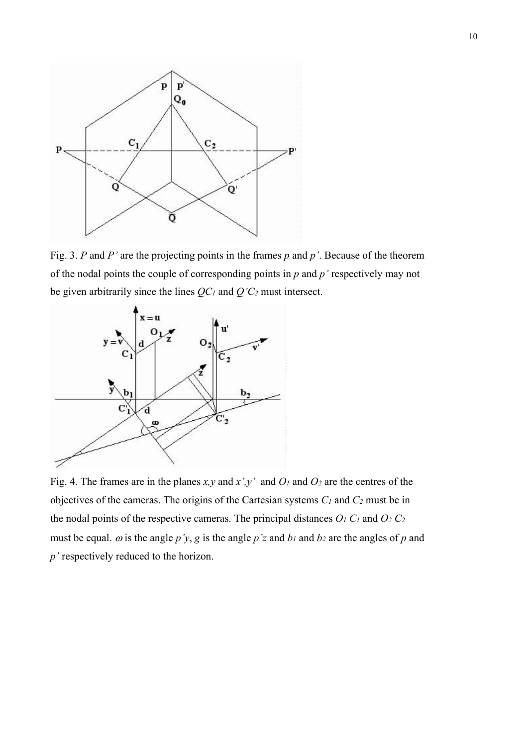Fig. 3. $P$ and $P'$ are the projecting points in the frames $p$ and $p'$. Because of the theorem of the nodal points the couple of corresponding points in $p$ and $p'$ respectively may not be given arbitrarily since the lines $QC_1$ and $Q'C_2$ must intersect.

Fig. 4. The frames are in the planes $x,y$ and $x',y'$ and $O_1$ and $O_2$ are the centres of the objectives of the cameras. The origins of the Cartesian systems $C_1$ and $C_2$ must be in the nodal points of the respective cameras. The principal distances $O_1 C_1$ and $O_2 C_2$ must be equal. $\omega$ is the angle $p'y$, $g$ is the angle $p'z$ and $b_1$ and $b_2$ are the angles of $p$ and $p'$ respectively reduced to the horizon.